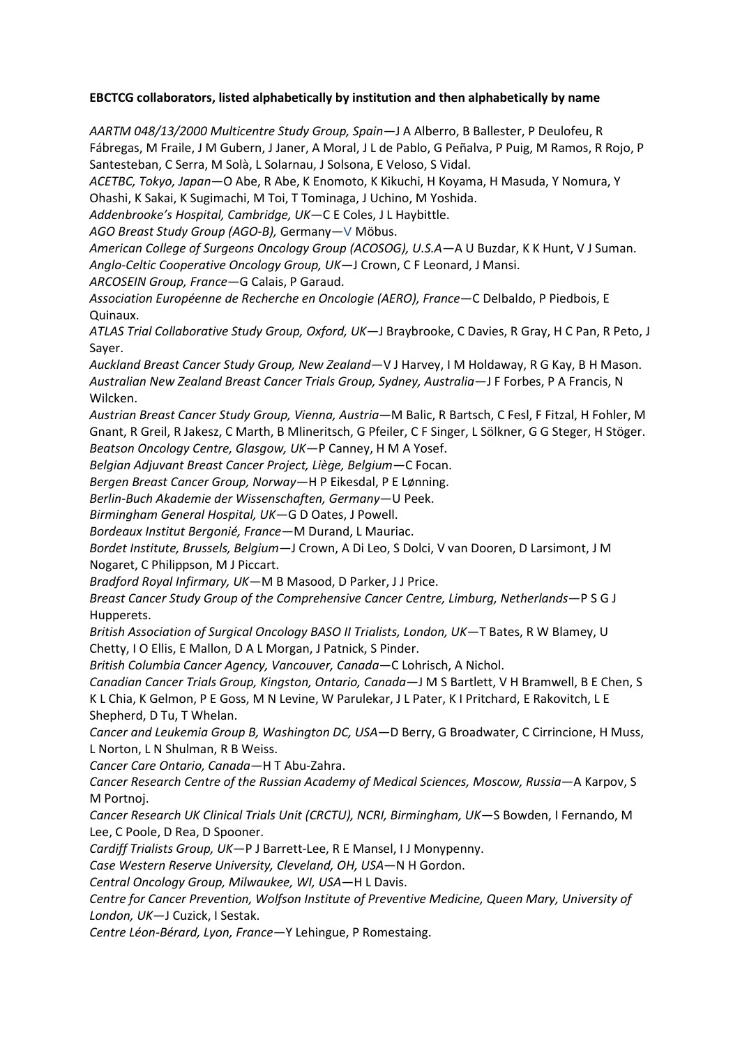**EBCTCG collaborators, listed alphabetically by institution and then alphabetically by name**

*AARTM 048/13/2000 Multicentre Study Group, Spain*—J A Alberro, B Ballester, P Deulofeu, R Fábregas, M Fraile, J M Gubern, J Janer, A Moral, J L de Pablo, G Peñalva, P Puig, M Ramos, R Rojo, P Santesteban, C Serra, M Solà, L Solarnau, J Solsona, E Veloso, S Vidal.

*ACETBC, Tokyo, Japan*—O Abe, R Abe, K Enomoto, K Kikuchi, H Koyama, H Masuda, Y Nomura, Y Ohashi, K Sakai, K Sugimachi, M Toi, T Tominaga, J Uchino, M Yoshida.

*Addenbrooke's Hospital, Cambridge, UK*—C E Coles, J L Haybittle.

*AGO Breast Study Group (AGO-B),* Germany—V Möbus.

*American College of Surgeons Oncology Group (ACOSOG), U.S.A*—A U Buzdar, K K Hunt, V J Suman.

*Anglo-Celtic Cooperative Oncology Group, UK*—J Crown, C F Leonard, J Mansi.

*ARCOSEIN Group, France*—G Calais, P Garaud.

*Association Européenne de Recherche en Oncologie (AERO), France*—C Delbaldo, P Piedbois, E Quinaux.

*ATLAS Trial Collaborative Study Group, Oxford, UK*—J Braybrooke, C Davies, R Gray, H C Pan, R Peto, J Sayer.

*Auckland Breast Cancer Study Group, New Zealand*—V J Harvey, I M Holdaway, R G Kay, B H Mason.

*Australian New Zealand Breast Cancer Trials Group, Sydney, Australia*—J F Forbes, P A Francis, N Wilcken.

*Austrian Breast Cancer Study Group, Vienna, Austria*—M Balic, R Bartsch, C Fesl, F Fitzal, H Fohler, M Gnant, R Greil, R Jakesz, C Marth, B Mlineritsch, G Pfeiler, C F Singer, L Sölkner, G G Steger, H Stöger.

*Beatson Oncology Centre, Glasgow, UK*—P Canney, H M A Yosef.

*Belgian Adjuvant Breast Cancer Project, Liège, Belgium*—C Focan.

*Bergen Breast Cancer Group, Norway*—H P Eikesdal, P E Lønning.

*Berlin-Buch Akademie der Wissenschaften, Germany*—U Peek.

*Birmingham General Hospital, UK*—G D Oates, J Powell.

*Bordeaux Institut Bergonié, France*—M Durand, L Mauriac.

*Bordet Institute, Brussels, Belgium*—J Crown, A Di Leo, S Dolci, V van Dooren, D Larsimont, J M Nogaret, C Philippson, M J Piccart.

*Bradford Royal Infirmary, UK*—M B Masood, D Parker, J J Price.

*Breast Cancer Study Group of the Comprehensive Cancer Centre, Limburg, Netherlands*—P S G J Hupperets.

*British Association of Surgical Oncology BASO II Trialists, London, UK*—T Bates, R W Blamey, U Chetty, I O Ellis, E Mallon, D A L Morgan, J Patnick, S Pinder.

*British Columbia Cancer Agency, Vancouver, Canada*—C Lohrisch, A Nichol.

*Canadian Cancer Trials Group, Kingston, Ontario, Canada*—J M S Bartlett, V H Bramwell, B E Chen, S K L Chia, K Gelmon, P E Goss, M N Levine, W Parulekar, J L Pater, K I Pritchard, E Rakovitch, L E Shepherd, D Tu, T Whelan.

*Cancer and Leukemia Group B, Washington DC, USA*—D Berry, G Broadwater, C Cirrincione, H Muss, L Norton, L N Shulman, R B Weiss.

*Cancer Care Ontario, Canada*—H T Abu-Zahra.

*Cancer Research Centre of the Russian Academy of Medical Sciences, Moscow, Russia*—A Karpov, S M Portnoj.

*Cancer Research UK Clinical Trials Unit (CRCTU), NCRI, Birmingham, UK*—S Bowden, I Fernando, M Lee, C Poole, D Rea, D Spooner.

*Cardiff Trialists Group, UK*—P J Barrett-Lee, R E Mansel, I J Monypenny.

*Case Western Reserve University, Cleveland, OH, USA*—N H Gordon.

*Central Oncology Group, Milwaukee, WI, USA*—H L Davis.

*Centre for Cancer Prevention, Wolfson Institute of Preventive Medicine, Queen Mary, University of London, UK*—J Cuzick, I Sestak.

*Centre Léon-Bérard, Lyon, France*—Y Lehingue, P Romestaing.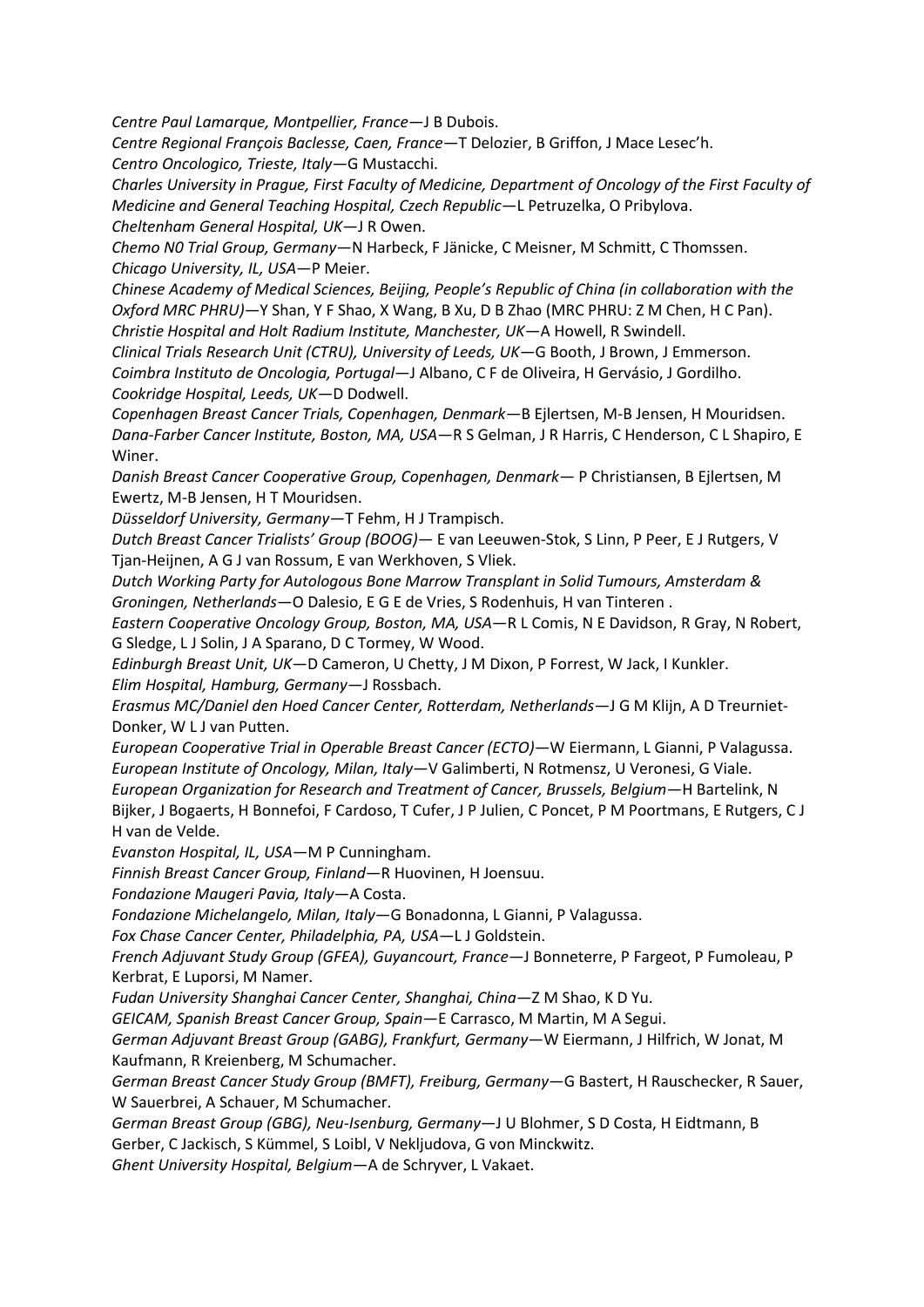*Centre Paul Lamarque, Montpellier, France*—J B Dubois.
*Centre Regional François Baclesse, Caen, France*—T Delozier, B Griffon, J Mace Lesec'h.
*Centro Oncologico, Trieste, Italy*—G Mustacchi.
*Charles University in Prague, First Faculty of Medicine, Department of Oncology of the First Faculty of Medicine and General Teaching Hospital, Czech Republic*—L Petruzelka, O Pribylova.
*Cheltenham General Hospital, UK*—J R Owen.
*Chemo N0 Trial Group, Germany*—N Harbeck, F Jänicke, C Meisner, M Schmitt, C Thomssen.
*Chicago University, IL, USA*—P Meier.
*Chinese Academy of Medical Sciences, Beijing, People's Republic of China (in collaboration with the Oxford MRC PHRU)*—Y Shan, Y F Shao, X Wang, B Xu, D B Zhao (MRC PHRU: Z M Chen, H C Pan).
*Christie Hospital and Holt Radium Institute, Manchester, UK*—A Howell, R Swindell.
*Clinical Trials Research Unit (CTRU), University of Leeds, UK*—G Booth, J Brown, J Emmerson.
*Coimbra Instituto de Oncologia, Portugal*—J Albano, C F de Oliveira, H Gervásio, J Gordilho.
*Cookridge Hospital, Leeds, UK*—D Dodwell.
*Copenhagen Breast Cancer Trials, Copenhagen, Denmark*—B Ejlertsen, M-B Jensen, H Mouridsen.
*Dana-Farber Cancer Institute, Boston, MA, USA*—R S Gelman, J R Harris, C Henderson, C L Shapiro, E Winer.
*Danish Breast Cancer Cooperative Group, Copenhagen, Denmark*— P Christiansen, B Ejlertsen, M Ewertz, M-B Jensen, H T Mouridsen.
*Düsseldorf University, Germany*—T Fehm, H J Trampisch.
*Dutch Breast Cancer Trialists' Group (BOOG)*— E van Leeuwen-Stok, S Linn, P Peer, E J Rutgers, V Tjan-Heijnen, A G J van Rossum, E van Werkhoven, S Vliek.
*Dutch Working Party for Autologous Bone Marrow Transplant in Solid Tumours, Amsterdam & Groningen, Netherlands*—O Dalesio, E G E de Vries, S Rodenhuis, H van Tinteren .
*Eastern Cooperative Oncology Group, Boston, MA, USA*—R L Comis, N E Davidson, R Gray, N Robert, G Sledge, L J Solin, J A Sparano, D C Tormey, W Wood.
*Edinburgh Breast Unit, UK*—D Cameron, U Chetty, J M Dixon, P Forrest, W Jack, I Kunkler.
*Elim Hospital, Hamburg, Germany*—J Rossbach.
*Erasmus MC/Daniel den Hoed Cancer Center, Rotterdam, Netherlands*—J G M Klijn, A D Treurniet-Donker, W L J van Putten.
*European Cooperative Trial in Operable Breast Cancer (ECTO)*—W Eiermann, L Gianni, P Valagussa.
*European Institute of Oncology, Milan, Italy*—V Galimberti, N Rotmensz, U Veronesi, G Viale.
*European Organization for Research and Treatment of Cancer, Brussels, Belgium*—H Bartelink, N Bijker, J Bogaerts, H Bonnefoi, F Cardoso, T Cufer, J P Julien, C Poncet, P M Poortmans, E Rutgers, C J H van de Velde.
*Evanston Hospital, IL, USA*—M P Cunningham.
*Finnish Breast Cancer Group, Finland*—R Huovinen, H Joensuu.
*Fondazione Maugeri Pavia, Italy*—A Costa.
*Fondazione Michelangelo, Milan, Italy*—G Bonadonna, L Gianni, P Valagussa.
*Fox Chase Cancer Center, Philadelphia, PA, USA*—L J Goldstein.
*French Adjuvant Study Group (GFEA), Guyancourt, France*—J Bonneterre, P Fargeot, P Fumoleau, P Kerbrat, E Luporsi, M Namer.
*Fudan University Shanghai Cancer Center, Shanghai, China*—Z M Shao, K D Yu.
*GEICAM, Spanish Breast Cancer Group, Spain*—E Carrasco, M Martin, M A Segui.
*German Adjuvant Breast Group (GABG), Frankfurt, Germany*—W Eiermann, J Hilfrich, W Jonat, M Kaufmann, R Kreienberg, M Schumacher.
*German Breast Cancer Study Group (BMFT), Freiburg, Germany*—G Bastert, H Rauschecker, R Sauer, W Sauerbrei, A Schauer, M Schumacher.
*German Breast Group (GBG), Neu-Isenburg, Germany*—J U Blohmer, S D Costa, H Eidtmann, B Gerber, C Jackisch, S Kümmel, S Loibl, V Nekljudova, G von Minckwitz.
*Ghent University Hospital, Belgium*—A de Schryver, L Vakaet.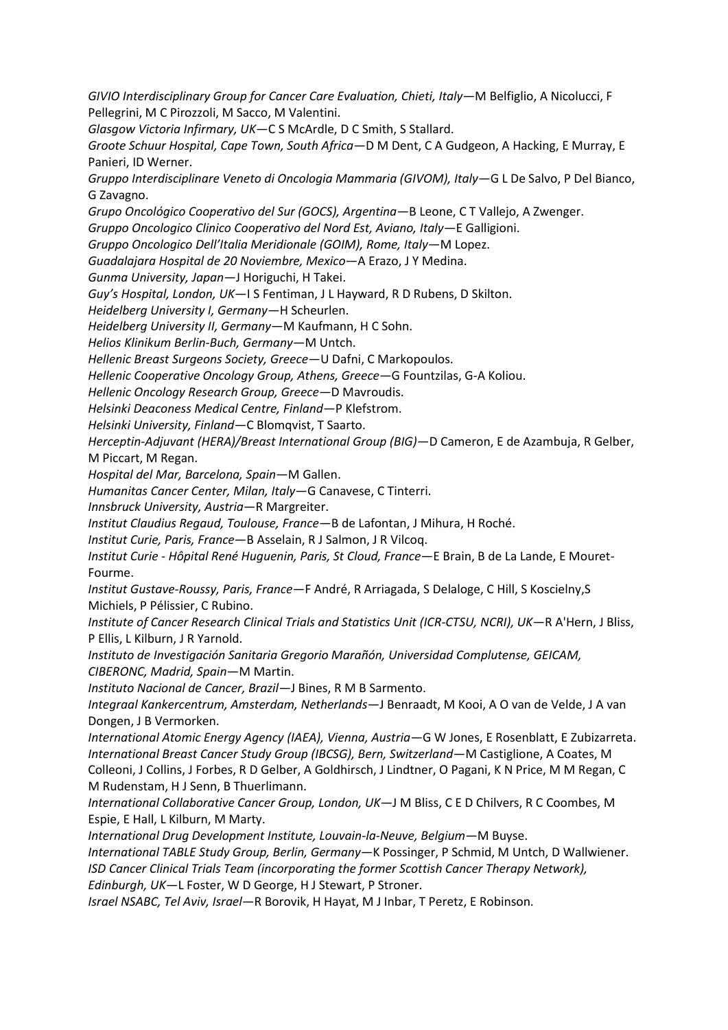*GIVIO Interdisciplinary Group for Cancer Care Evaluation, Chieti, Italy*—M Belfiglio, A Nicolucci, F Pellegrini, M C Pirozzoli, M Sacco, M Valentini.

*Glasgow Victoria Infirmary, UK*—C S McArdle, D C Smith, S Stallard.

*Groote Schuur Hospital, Cape Town, South Africa*—D M Dent, C A Gudgeon, A Hacking, E Murray, E Panieri, ID Werner.

*Gruppo Interdisciplinare Veneto di Oncologia Mammaria (GIVOM), Italy*—G L De Salvo, P Del Bianco, G Zavagno.

*Grupo Oncológico Cooperativo del Sur (GOCS), Argentina*—B Leone, C T Vallejo, A Zwenger.

*Gruppo Oncologico Clinico Cooperativo del Nord Est, Aviano, Italy*—E Galligioni.

*Gruppo Oncologico Dell'Italia Meridionale (GOIM), Rome, Italy*—M Lopez.

*Guadalajara Hospital de 20 Noviembre, Mexico*—A Erazo, J Y Medina.

*Gunma University, Japan*—J Horiguchi, H Takei.

*Guy's Hospital, London, UK*—I S Fentiman, J L Hayward, R D Rubens, D Skilton.

*Heidelberg University I, Germany*—H Scheurlen.

*Heidelberg University II, Germany*—M Kaufmann, H C Sohn.

*Helios Klinikum Berlin-Buch, Germany*—M Untch.

*Hellenic Breast Surgeons Society, Greece*—U Dafni, C Markopoulos.

*Hellenic Cooperative Oncology Group, Athens, Greece*—G Fountzilas, G-A Koliou.

*Hellenic Oncology Research Group, Greece*—D Mavroudis.

*Helsinki Deaconess Medical Centre, Finland*—P Klefstrom.

*Helsinki University, Finland*—C Blomqvist, T Saarto.

*Herceptin-Adjuvant (HERA)/Breast International Group (BIG)*—D Cameron, E de Azambuja, R Gelber, M Piccart, M Regan.

*Hospital del Mar, Barcelona, Spain*—M Gallen.

*Humanitas Cancer Center, Milan, Italy*—G Canavese, C Tinterri.

*Innsbruck University, Austria*—R Margreiter.

*Institut Claudius Regaud, Toulouse, France*—B de Lafontan, J Mihura, H Roché.

*Institut Curie, Paris, France*—B Asselain, R J Salmon, J R Vilcoq.

*Institut Curie - Hôpital René Huguenin, Paris, St Cloud, France*—E Brain, B de La Lande, E Mouret-Fourme.

*Institut Gustave-Roussy, Paris, France*—F André, R Arriagada, S Delaloge, C Hill, S Koscielny,S Michiels, P Pélissier, C Rubino.

*Institute of Cancer Research Clinical Trials and Statistics Unit (ICR-CTSU, NCRI), UK*—R A'Hern, J Bliss, P Ellis, L Kilburn, J R Yarnold.

*Instituto de Investigación Sanitaria Gregorio Marañón, Universidad Complutense, GEICAM, CIBERONC, Madrid, Spain*—M Martin.

*Instituto Nacional de Cancer, Brazil*—J Bines, R M B Sarmento.

*Integraal Kankercentrum, Amsterdam, Netherlands*—J Benraadt, M Kooi, A O van de Velde, J A van Dongen, J B Vermorken.

*International Atomic Energy Agency (IAEA), Vienna, Austria*—G W Jones, E Rosenblatt, E Zubizarreta.

*International Breast Cancer Study Group (IBCSG), Bern, Switzerland*—M Castiglione, A Coates, M Colleoni, J Collins, J Forbes, R D Gelber, A Goldhirsch, J Lindtner, O Pagani, K N Price, M M Regan, C M Rudenstam, H J Senn, B Thuerlimann.

*International Collaborative Cancer Group, London, UK*—J M Bliss, C E D Chilvers, R C Coombes, M Espie, E Hall, L Kilburn, M Marty.

*International Drug Development Institute, Louvain-la-Neuve, Belgium*—M Buyse.

*International TABLE Study Group, Berlin, Germany*—K Possinger, P Schmid, M Untch, D Wallwiener.

*ISD Cancer Clinical Trials Team (incorporating the former Scottish Cancer Therapy Network), Edinburgh, UK*—L Foster, W D George, H J Stewart, P Stroner.

*Israel NSABC, Tel Aviv, Israel*—R Borovik, H Hayat, M J Inbar, T Peretz, E Robinson.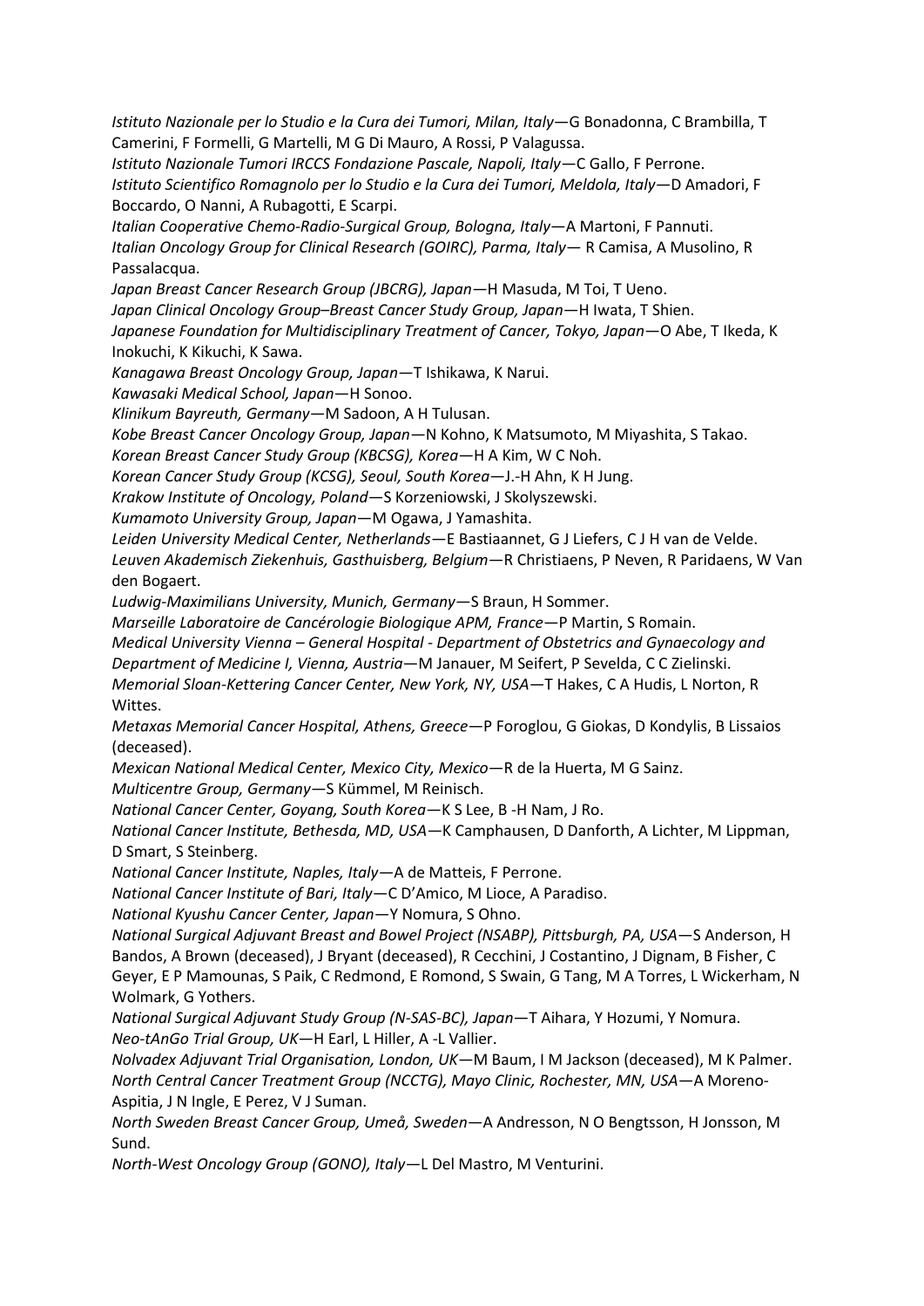*Istituto Nazionale per lo Studio e la Cura dei Tumori, Milan, Italy*—G Bonadonna, C Brambilla, T Camerini, F Formelli, G Martelli, M G Di Mauro, A Rossi, P Valagussa.

*Istituto Nazionale Tumori IRCCS Fondazione Pascale, Napoli, Italy*—C Gallo, F Perrone.

*Istituto Scientifico Romagnolo per lo Studio e la Cura dei Tumori, Meldola, Italy*—D Amadori, F Boccardo, O Nanni, A Rubagotti, E Scarpi.

*Italian Cooperative Chemo-Radio-Surgical Group, Bologna, Italy*—A Martoni, F Pannuti.

*Italian Oncology Group for Clinical Research (GOIRC), Parma, Italy*— R Camisa, A Musolino, R Passalacqua.

*Japan Breast Cancer Research Group (JBCRG), Japan*—H Masuda, M Toi, T Ueno.

*Japan Clinical Oncology Group–Breast Cancer Study Group, Japan*—H Iwata, T Shien.

*Japanese Foundation for Multidisciplinary Treatment of Cancer, Tokyo, Japan*—O Abe, T Ikeda, K Inokuchi, K Kikuchi, K Sawa.

*Kanagawa Breast Oncology Group, Japan*—T Ishikawa, K Narui.

*Kawasaki Medical School, Japan*—H Sonoo.

*Klinikum Bayreuth, Germany*—M Sadoon, A H Tulusan.

*Kobe Breast Cancer Oncology Group, Japan*—N Kohno, K Matsumoto, M Miyashita, S Takao.

*Korean Breast Cancer Study Group (KBCSG), Korea*—H A Kim, W C Noh.

*Korean Cancer Study Group (KCSG), Seoul, South Korea*—J.-H Ahn, K H Jung.

*Krakow Institute of Oncology, Poland*—S Korzeniowski, J Skolyszewski.

*Kumamoto University Group, Japan*—M Ogawa, J Yamashita.

*Leiden University Medical Center, Netherlands*—E Bastiaannet, G J Liefers, C J H van de Velde.

*Leuven Akademisch Ziekenhuis, Gasthuisberg, Belgium*—R Christiaens, P Neven, R Paridaens, W Van den Bogaert.

*Ludwig-Maximilians University, Munich, Germany*—S Braun, H Sommer.

*Marseille Laboratoire de Cancérologie Biologique APM, France*—P Martin, S Romain.

*Medical University Vienna – General Hospital - Department of Obstetrics and Gynaecology and Department of Medicine I, Vienna, Austria*—M Janauer, M Seifert, P Sevelda, C C Zielinski.

*Memorial Sloan-Kettering Cancer Center, New York, NY, USA*—T Hakes, C A Hudis, L Norton, R Wittes.

*Metaxas Memorial Cancer Hospital, Athens, Greece*—P Foroglou, G Giokas, D Kondylis, B Lissaios (deceased).

*Mexican National Medical Center, Mexico City, Mexico*—R de la Huerta, M G Sainz.

*Multicentre Group, Germany*—S Kümmel, M Reinisch.

*National Cancer Center, Goyang, South Korea*—K S Lee, B -H Nam, J Ro.

*National Cancer Institute, Bethesda, MD, USA*—K Camphausen, D Danforth, A Lichter, M Lippman, D Smart, S Steinberg.

*National Cancer Institute, Naples, Italy*—A de Matteis, F Perrone.

*National Cancer Institute of Bari, Italy*—C D'Amico, M Lioce, A Paradiso.

*National Kyushu Cancer Center, Japan*—Y Nomura, S Ohno.

*National Surgical Adjuvant Breast and Bowel Project (NSABP), Pittsburgh, PA, USA*—S Anderson, H Bandos, A Brown (deceased), J Bryant (deceased), R Cecchini, J Costantino, J Dignam, B Fisher, C Geyer, E P Mamounas, S Paik, C Redmond, E Romond, S Swain, G Tang, M A Torres, L Wickerham, N Wolmark, G Yothers.

*National Surgical Adjuvant Study Group (N-SAS-BC), Japan*—T Aihara, Y Hozumi, Y Nomura.

*Neo-tAnGo Trial Group, UK*—H Earl, L Hiller, A -L Vallier.

*Nolvadex Adjuvant Trial Organisation, London, UK*—M Baum, I M Jackson (deceased), M K Palmer.

*North Central Cancer Treatment Group (NCCTG), Mayo Clinic, Rochester, MN, USA*—A Moreno-Aspitia, J N Ingle, E Perez, V J Suman.

*North Sweden Breast Cancer Group, Umeå, Sweden*—A Andresson, N O Bengtsson, H Jonsson, M Sund.

*North-West Oncology Group (GONO), Italy*—L Del Mastro, M Venturini.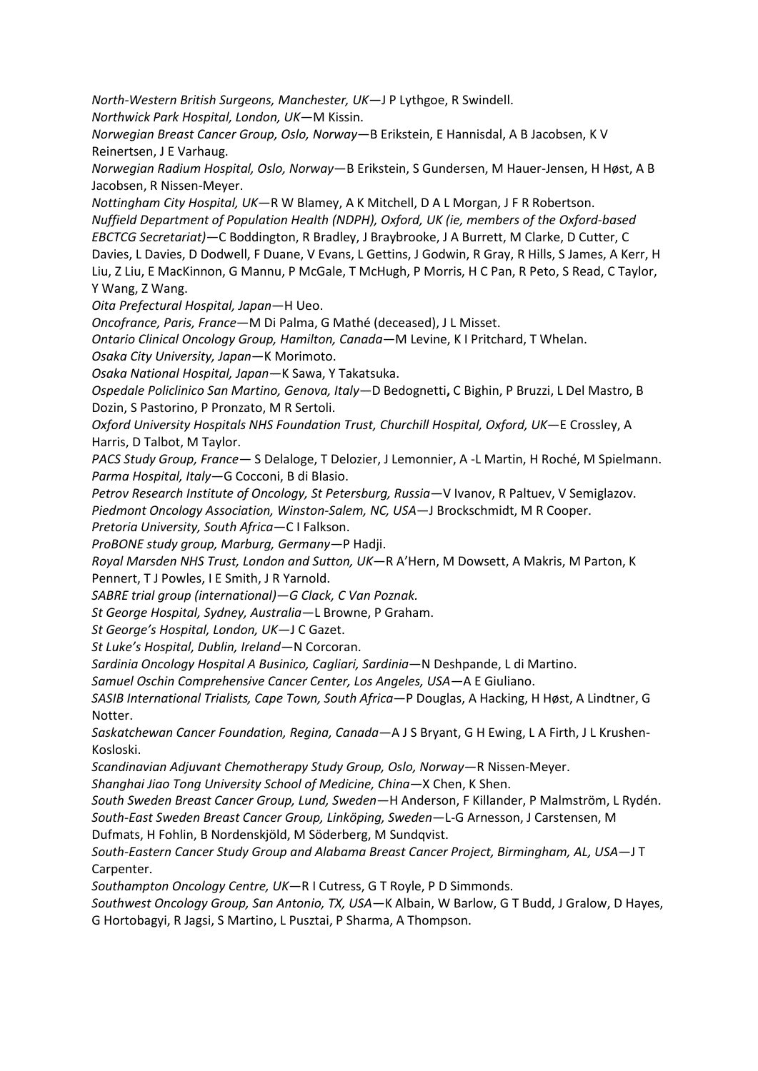*North-Western British Surgeons, Manchester, UK*—J P Lythgoe, R Swindell.
*Northwick Park Hospital, London, UK*—M Kissin.
*Norwegian Breast Cancer Group, Oslo, Norway*—B Erikstein, E Hannisdal, A B Jacobsen, K V Reinertsen, J E Varhaug.
*Norwegian Radium Hospital, Oslo, Norway*—B Erikstein, S Gundersen, M Hauer-Jensen, H Høst, A B Jacobsen, R Nissen-Meyer.
*Nottingham City Hospital, UK*—R W Blamey, A K Mitchell, D A L Morgan, J F R Robertson.
*Nuffield Department of Population Health (NDPH), Oxford, UK (ie, members of the Oxford-based EBCTCG Secretariat)*—C Boddington, R Bradley, J Braybrooke, J A Burrett, M Clarke, D Cutter, C Davies, L Davies, D Dodwell, F Duane, V Evans, L Gettins, J Godwin, R Gray, R Hills, S James, A Kerr, H Liu, Z Liu, E MacKinnon, G Mannu, P McGale, T McHugh, P Morris, H C Pan, R Peto, S Read, C Taylor, Y Wang, Z Wang.
*Oita Prefectural Hospital, Japan*—H Ueo.
*Oncofrance, Paris, France*—M Di Palma, G Mathé (deceased), J L Misset.
*Ontario Clinical Oncology Group, Hamilton, Canada*—M Levine, K I Pritchard, T Whelan.
*Osaka City University, Japan*—K Morimoto.
*Osaka National Hospital, Japan*—K Sawa, Y Takatsuka.
*Ospedale Policlinico San Martino, Genova, Italy*—D Bedognetti**,** C Bighin, P Bruzzi, L Del Mastro, B Dozin, S Pastorino, P Pronzato, M R Sertoli.
*Oxford University Hospitals NHS Foundation Trust, Churchill Hospital, Oxford, UK*—E Crossley, A Harris, D Talbot, M Taylor.
*PACS Study Group, France*— S Delaloge, T Delozier, J Lemonnier, A -L Martin, H Roché, M Spielmann.
*Parma Hospital, Italy*—G Cocconi, B di Blasio.
*Petrov Research Institute of Oncology, St Petersburg, Russia*—V Ivanov, R Paltuev, V Semiglazov.
*Piedmont Oncology Association, Winston-Salem, NC, USA*—J Brockschmidt, M R Cooper.
*Pretoria University, South Africa*—C I Falkson.
*ProBONE study group, Marburg, Germany*—P Hadji.
*Royal Marsden NHS Trust, London and Sutton, UK*—R A'Hern, M Dowsett, A Makris, M Parton, K Pennert, T J Powles, I E Smith, J R Yarnold.
*SABRE trial group (international)—G Clack, C Van Poznak.*
*St George Hospital, Sydney, Australia*—L Browne, P Graham.
*St George's Hospital, London, UK*—J C Gazet.
*St Luke's Hospital, Dublin, Ireland*—N Corcoran.
*Sardinia Oncology Hospital A Businico, Cagliari, Sardinia*—N Deshpande, L di Martino.
*Samuel Oschin Comprehensive Cancer Center, Los Angeles, USA*—A E Giuliano.
*SASIB International Trialists, Cape Town, South Africa*—P Douglas, A Hacking, H Høst, A Lindtner, G Notter.
*Saskatchewan Cancer Foundation, Regina, Canada*—A J S Bryant, G H Ewing, L A Firth, J L Krushen-Kosloski.
*Scandinavian Adjuvant Chemotherapy Study Group, Oslo, Norway*—R Nissen-Meyer.
*Shanghai Jiao Tong University School of Medicine, China*—X Chen, K Shen.
*South Sweden Breast Cancer Group, Lund, Sweden*—H Anderson, F Killander, P Malmström, L Rydén.
*South-East Sweden Breast Cancer Group, Linköping, Sweden*—L-G Arnesson, J Carstensen, M Dufmats, H Fohlin, B Nordenskjöld, M Söderberg, M Sundqvist.
*South-Eastern Cancer Study Group and Alabama Breast Cancer Project, Birmingham, AL, USA*—J T Carpenter.
*Southampton Oncology Centre, UK*—R I Cutress, G T Royle, P D Simmonds.
*Southwest Oncology Group, San Antonio, TX, USA*—K Albain, W Barlow, G T Budd, J Gralow, D Hayes, G Hortobagyi, R Jagsi, S Martino, L Pusztai, P Sharma, A Thompson.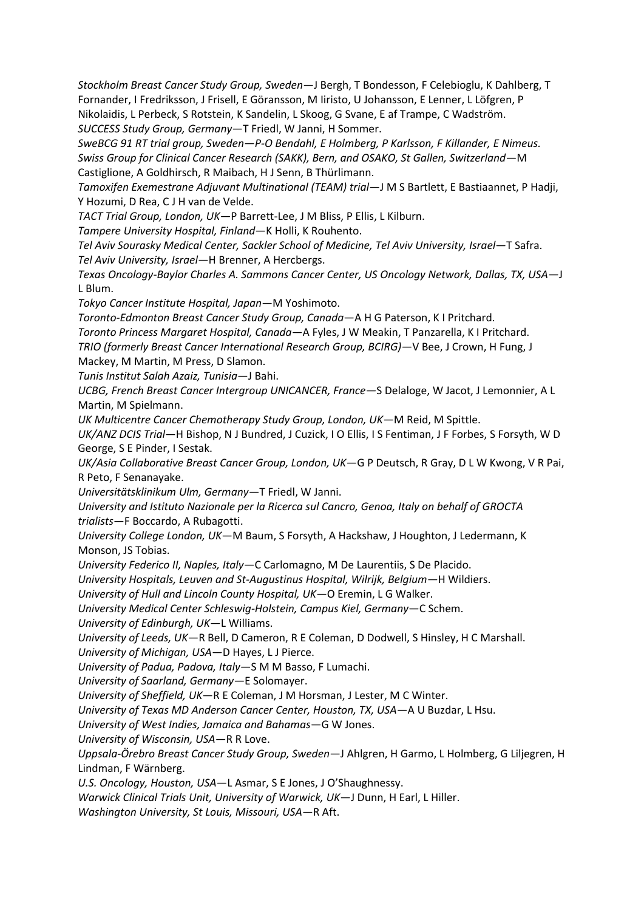*Stockholm Breast Cancer Study Group, Sweden*—J Bergh, T Bondesson, F Celebioglu, K Dahlberg, T Fornander, I Fredriksson, J Frisell, E Göransson, M Iiristo, U Johansson, E Lenner, L Löfgren, P Nikolaidis, L Perbeck, S Rotstein, K Sandelin, L Skoog, G Svane, E af Trampe, C Wadström.

*SUCCESS Study Group, Germany*—T Friedl, W Janni, H Sommer.

*SweBCG 91 RT trial group, Sweden—P-O Bendahl, E Holmberg, P Karlsson, F Killander, E Nimeus.*

*Swiss Group for Clinical Cancer Research (SAKK), Bern, and OSAKO, St Gallen, Switzerland*—M Castiglione, A Goldhirsch, R Maibach, H J Senn, B Thürlimann.

*Tamoxifen Exemestrane Adjuvant Multinational (TEAM) trial*—J M S Bartlett, E Bastiaannet, P Hadji, Y Hozumi, D Rea, C J H van de Velde.

*TACT Trial Group, London, UK*—P Barrett-Lee, J M Bliss, P Ellis, L Kilburn.

*Tampere University Hospital, Finland*—K Holli, K Rouhento.

*Tel Aviv Sourasky Medical Center, Sackler School of Medicine, Tel Aviv University, Israel*—T Safra.

*Tel Aviv University, Israel*—H Brenner, A Hercbergs.

*Texas Oncology-Baylor Charles A. Sammons Cancer Center, US Oncology Network, Dallas, TX, USA*—J L Blum.

*Tokyo Cancer Institute Hospital, Japan*—M Yoshimoto.

*Toronto-Edmonton Breast Cancer Study Group, Canada*—A H G Paterson, K I Pritchard.

*Toronto Princess Margaret Hospital, Canada*—A Fyles, J W Meakin, T Panzarella, K I Pritchard.

*TRIO (formerly Breast Cancer International Research Group, BCIRG)*—V Bee, J Crown, H Fung, J Mackey, M Martin, M Press, D Slamon.

*Tunis Institut Salah Azaiz, Tunisia*—J Bahi.

*UCBG, French Breast Cancer Intergroup UNICANCER, France*—S Delaloge, W Jacot, J Lemonnier, A L Martin, M Spielmann.

*UK Multicentre Cancer Chemotherapy Study Group, London, UK*—M Reid, M Spittle.

*UK/ANZ DCIS Trial*—H Bishop, N J Bundred, J Cuzick, I O Ellis, I S Fentiman, J F Forbes, S Forsyth, W D George, S E Pinder, I Sestak.

*UK/Asia Collaborative Breast Cancer Group, London, UK*—G P Deutsch, R Gray, D L W Kwong, V R Pai, R Peto, F Senanayake.

*Universitätsklinikum Ulm, Germany*—T Friedl, W Janni.

*University and Istituto Nazionale per la Ricerca sul Cancro, Genoa, Italy on behalf of GROCTA trialists*—F Boccardo, A Rubagotti.

*University College London, UK*—M Baum, S Forsyth, A Hackshaw, J Houghton, J Ledermann, K Monson, JS Tobias.

*University Federico II, Naples, Italy*—C Carlomagno, M De Laurentiis, S De Placido.

*University Hospitals, Leuven and St-Augustinus Hospital, Wilrijk, Belgium*—H Wildiers.

*University of Hull and Lincoln County Hospital, UK*—O Eremin, L G Walker.

*University Medical Center Schleswig-Holstein, Campus Kiel, Germany*—C Schem.

*University of Edinburgh, UK*—L Williams.

*University of Leeds, UK*—R Bell, D Cameron, R E Coleman, D Dodwell, S Hinsley, H C Marshall.

*University of Michigan, USA*—D Hayes, L J Pierce.

*University of Padua, Padova, Italy*—S M M Basso, F Lumachi.

*University of Saarland, Germany*—E Solomayer.

*University of Sheffield, UK*—R E Coleman, J M Horsman, J Lester, M C Winter.

*University of Texas MD Anderson Cancer Center, Houston, TX, USA*—A U Buzdar, L Hsu.

*University of West Indies, Jamaica and Bahamas*—G W Jones.

*University of Wisconsin, USA*—R R Love.

*Uppsala-Örebro Breast Cancer Study Group, Sweden*—J Ahlgren, H Garmo, L Holmberg, G Liljegren, H Lindman, F Wärnberg.

*U.S. Oncology, Houston, USA*—L Asmar, S E Jones, J O'Shaughnessy.

*Warwick Clinical Trials Unit, University of Warwick, UK*—J Dunn, H Earl, L Hiller.

*Washington University, St Louis, Missouri, USA*—R Aft.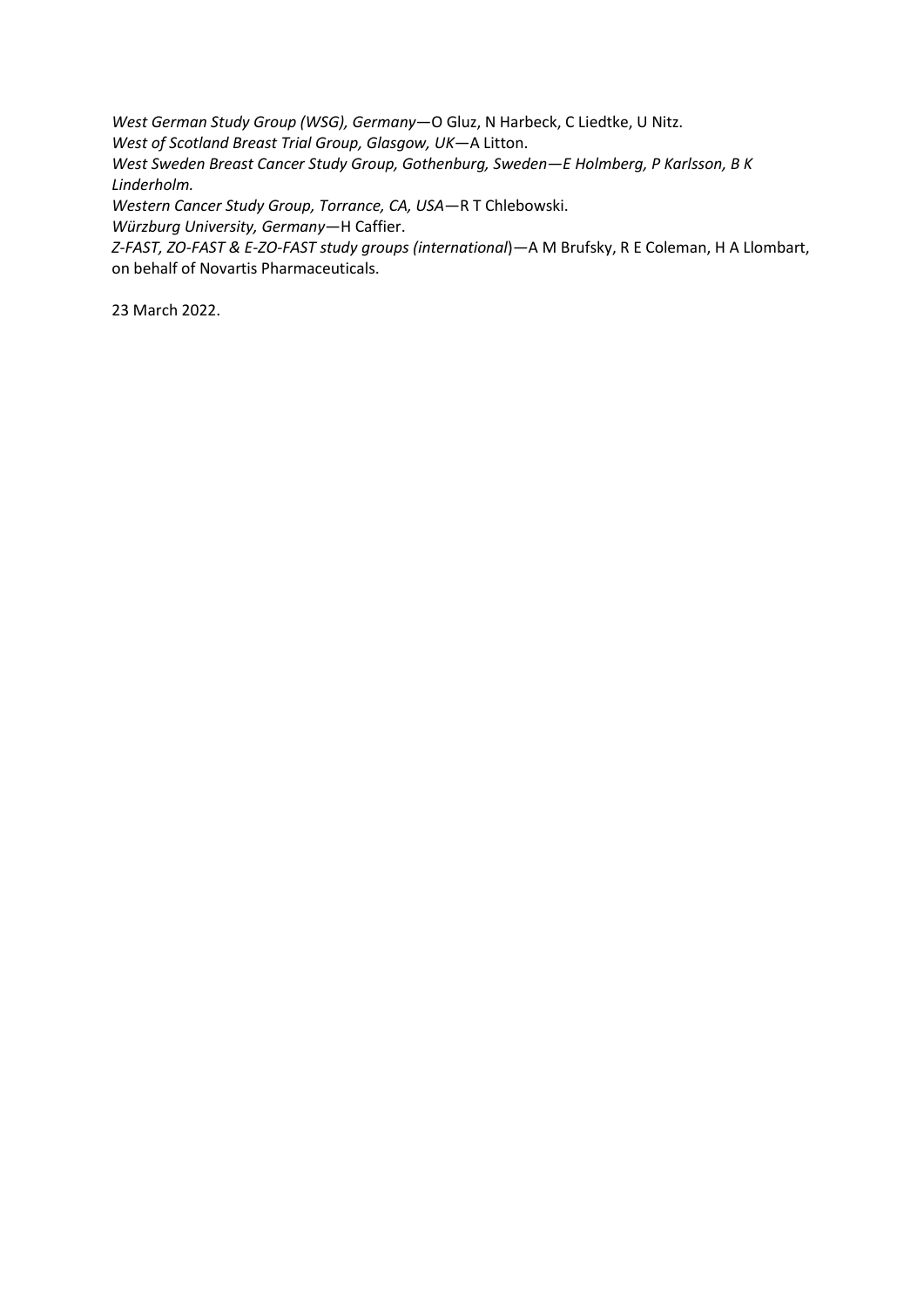*West German Study Group (WSG), Germany*—O Gluz, N Harbeck, C Liedtke, U Nitz.
*West of Scotland Breast Trial Group, Glasgow, UK*—A Litton.
*West Sweden Breast Cancer Study Group, Gothenburg, Sweden—E Holmberg, P Karlsson, B K Linderholm.*
*Western Cancer Study Group, Torrance, CA, USA*—R T Chlebowski.
*Würzburg University, Germany*—H Caffier.
*Z-FAST, ZO-FAST & E-ZO-FAST study groups (international*)—A M Brufsky, R E Coleman, H A Llombart, on behalf of Novartis Pharmaceuticals.

23 March 2022.